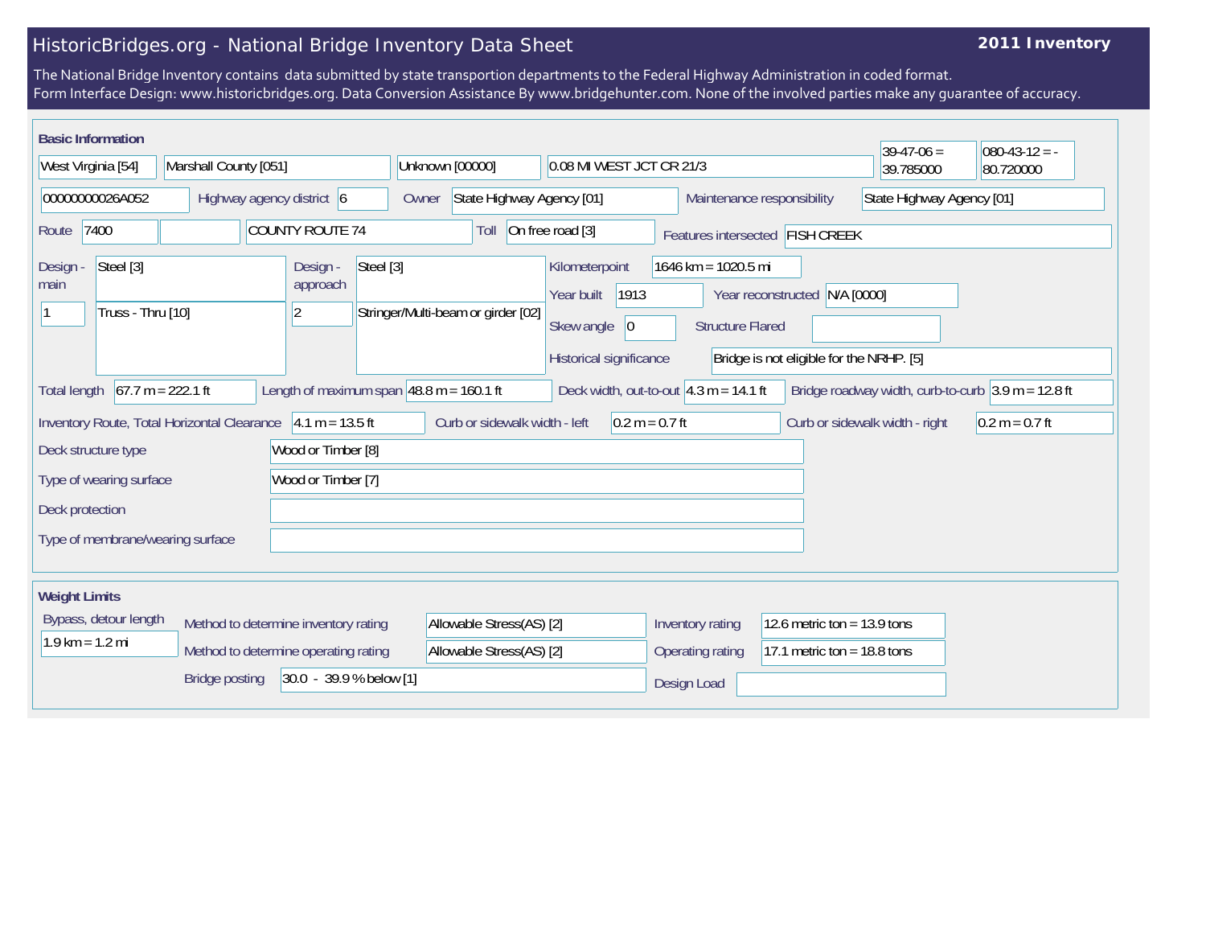# HistoricBridges.org - National Bridge Inventory Data Sheet

**2011 Inventory**

The National Bridge Inventory contains data submitted by state transportion departments to the Federal Highway Administration in coded format.
Form Interface Design: www.historicbridges.org. Data Conversion Assistance By www.bridgehunter.com. None of the involved parties make any guarantee of accuracy.

## Basic Information

| | |
|---|---|
| State | West Virginia [54] |
| County | Marshall County [051] |
| Place | Unknown [00000] |
| Location | 0.08 MI WEST JCT CR 21/3 |
| Latitude | 39-47-06 = 39.785000 |
| Longitude | 080-43-12 = -80.720000 |
| Structure Number | 00000000026A052 |
| Highway agency district | 6 |
| Owner | State Highway Agency [01] |
| Maintenance responsibility | State Highway Agency [01] |
| Route | 7400 |
| Facility carried | COUNTY ROUTE 74 |
| Toll | On free road [3] |
| Features intersected | FISH CREEK |
| Design - main | Steel [3] |
| Number of main spans | 1 |
| Main span type | Truss - Thru [10] |
| Design - approach | Steel [3] |
| Number of approach spans | 2 |
| Approach span type | Stringer/Multi-beam or girder [02] |
| Kilometerpoint | 1646 km = 1020.5 mi |
| Year built | 1913 |
| Year reconstructed | N/A [0000] |
| Skew angle | 0 |
| Structure Flared | |
| Historical significance | Bridge is not eligible for the NRHP. [5] |
| Total length | 67.7 m = 222.1 ft |
| Length of maximum span | 48.8 m = 160.1 ft |
| Deck width, out-to-out | 4.3 m = 14.1 ft |
| Bridge roadway width, curb-to-curb | 3.9 m = 12.8 ft |
| Inventory Route, Total Horizontal Clearance | 4.1 m = 13.5 ft |
| Curb or sidewalk width - left | 0.2 m = 0.7 ft |
| Curb or sidewalk width - right | 0.2 m = 0.7 ft |
| Deck structure type | Wood or Timber [8] |
| Type of wearing surface | Wood or Timber [7] |
| Deck protection | |
| Type of membrane/wearing surface | |

## Weight Limits

| | |
|---|---|
| Bypass, detour length | 1.9 km = 1.2 mi |
| Method to determine inventory rating | Allowable Stress(AS) [2] |
| Method to determine operating rating | Allowable Stress(AS) [2] |
| Bridge posting | 30.0 - 39.9 % below [1] |
| Inventory rating | 12.6 metric ton = 13.9 tons |
| Operating rating | 17.1 metric ton = 18.8 tons |
| Design Load | |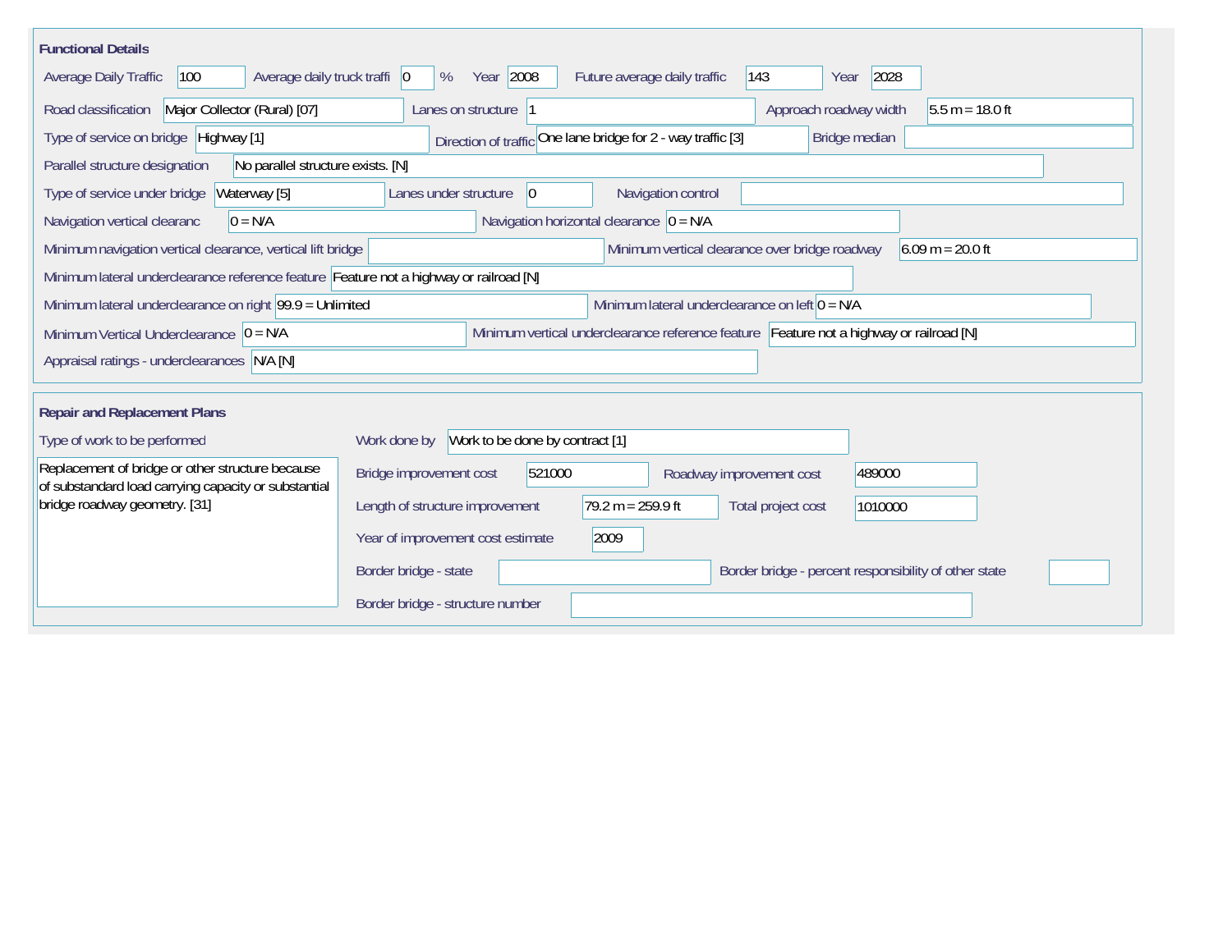## Functional Details

| Field | Value |
| --- | --- |
| Average Daily Traffic | 100 |
| Average daily truck traffi | 0 % |
| Year | 2008 |
| Future average daily traffic | 143 |
| Year | 2028 |
| Road classification | Major Collector (Rural) [07] |
| Lanes on structure | 1 |
| Approach roadway width | 5.5 m = 18.0 ft |
| Type of service on bridge | Highway [1] |
| Direction of traffic | One lane bridge for 2 - way traffic [3] |
| Bridge median | |
| Parallel structure designation | No parallel structure exists. [N] |
| Type of service under bridge | Waterway [5] |
| Lanes under structure | 0 |
| Navigation control | |
| Navigation vertical clearanc | 0 = N/A |
| Navigation horizontal clearance | 0 = N/A |
| Minimum navigation vertical clearance, vertical lift bridge | |
| Minimum vertical clearance over bridge roadway | 6.09 m = 20.0 ft |
| Minimum lateral underclearance reference feature | Feature not a highway or railroad [N] |
| Minimum lateral underclearance on right | 99.9 = Unlimited |
| Minimum lateral underclearance on left | 0 = N/A |
| Minimum Vertical Underclearance | 0 = N/A |
| Minimum vertical underclearance reference feature | Feature not a highway or railroad [N] |
| Appraisal ratings - underclearances | N/A [N] |

## Repair and Replacement Plans

| Field | Value |
| --- | --- |
| Type of work to be performed | Replacement of bridge or other structure because of substandard load carrying capacity or substantial bridge roadway geometry. [31] |
| Work done by | Work to be done by contract [1] |
| Bridge improvement cost | 521000 |
| Roadway improvement cost | 489000 |
| Length of structure improvement | 79.2 m = 259.9 ft |
| Total project cost | 1010000 |
| Year of improvement cost estimate | 2009 |
| Border bridge - state | |
| Border bridge - percent responsibility of other state | |
| Border bridge - structure number | |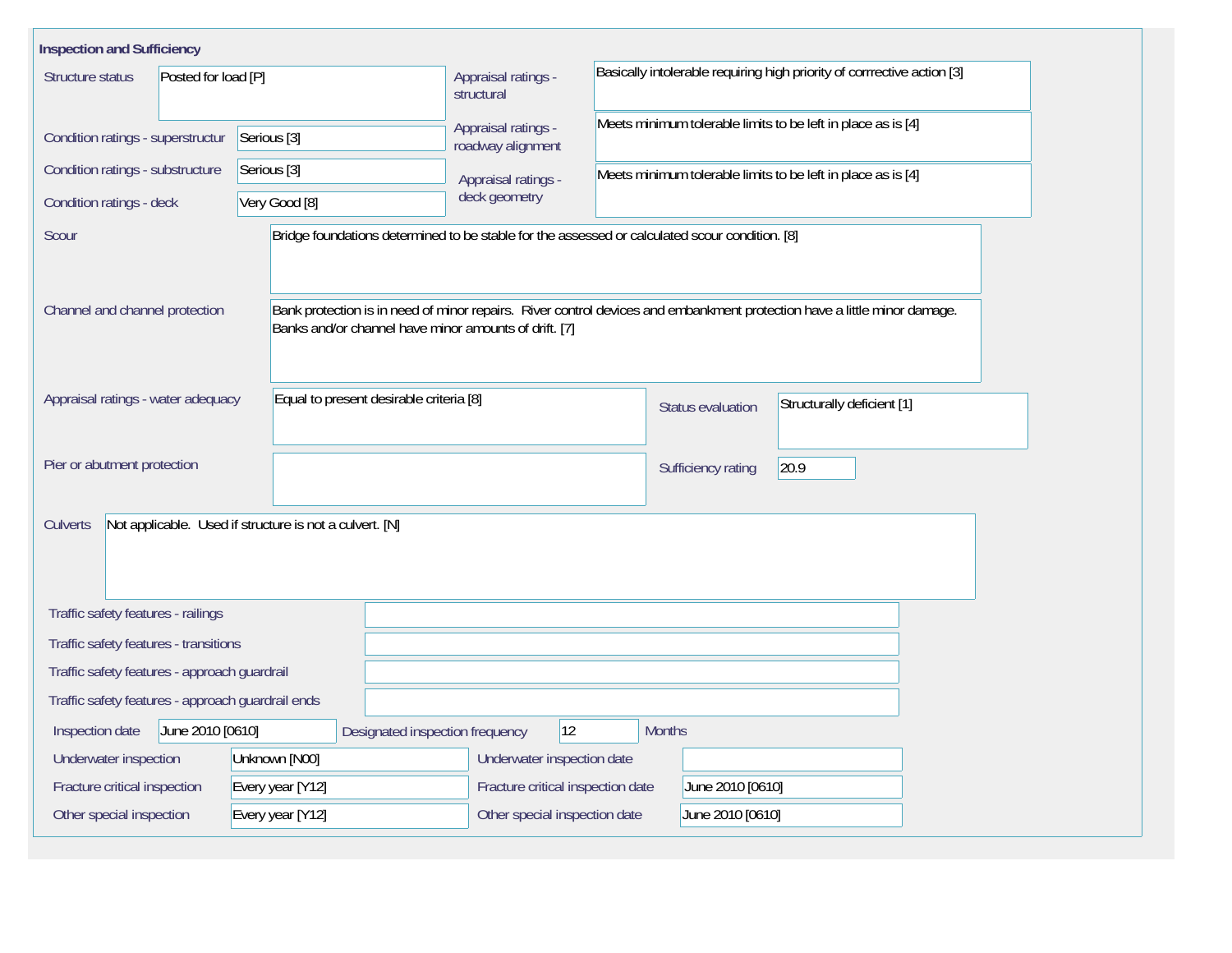## Inspection and Sufficiency

| Field | Value |
|---|---|
| Structure status | Posted for load [P] |
| Condition ratings - superstructur | Serious [3] |
| Condition ratings - substructure | Serious [3] |
| Condition ratings - deck | Very Good [8] |
| Appraisal ratings - structural | Basically intolerable requiring high priority of corrrective action [3] |
| Appraisal ratings - roadway alignment | Meets minimum tolerable limits to be left in place as is [4] |
| Appraisal ratings - deck geometry | Meets minimum tolerable limits to be left in place as is [4] |
| Scour | Bridge foundations determined to be stable for the assessed or calculated scour condition. [8] |
| Channel and channel protection | Bank protection is in need of minor repairs. River control devices and embankment protection have a little minor damage. Banks and/or channel have minor amounts of drift. [7] |
| Appraisal ratings - water adequacy | Equal to present desirable criteria [8] |
| Status evaluation | Structurally deficient [1] |
| Pier or abutment protection | |
| Sufficiency rating | 20.9 |
| Culverts | Not applicable. Used if structure is not a culvert. [N] |
| Traffic safety features - railings | |
| Traffic safety features - transitions | |
| Traffic safety features - approach guardrail | |
| Traffic safety features - approach guardrail ends | |
| Inspection date | June 2010 [0610] |
| Designated inspection frequency | 12 Months |
| Underwater inspection | Unknown [N00] |
| Underwater inspection date | |
| Fracture critical inspection | Every year [Y12] |
| Fracture critical inspection date | June 2010 [0610] |
| Other special inspection | Every year [Y12] |
| Other special inspection date | June 2010 [0610] |